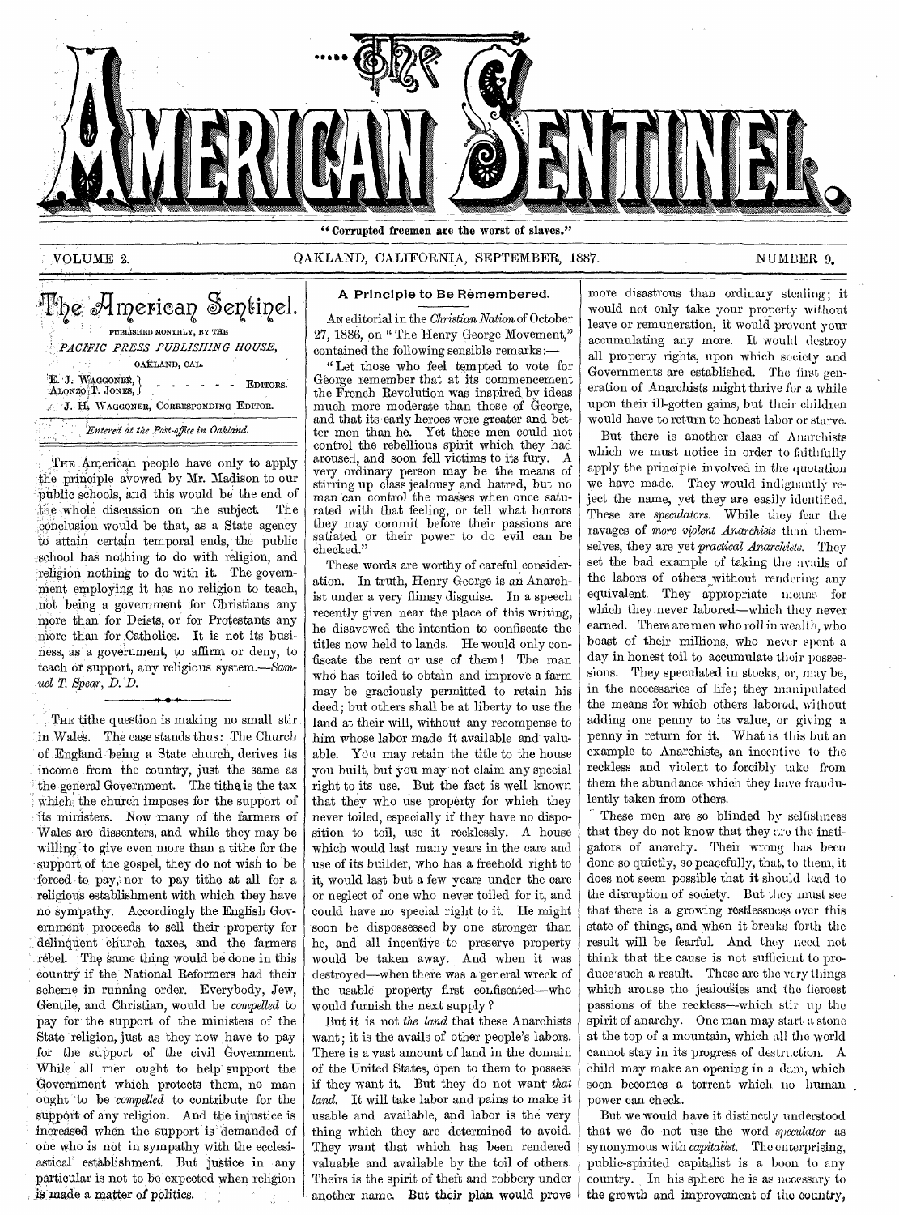# THE AMERICAN SENTINEL.

"Corrupted freemen are the worst of slaves."

VOLUME 2. OAKLAND, CALIFORNIA, SEPTEMBER, 1887. NUMBER 9.

## The American Sentinel.

PUBLISHED MONTHLY, BY THE
*PACIFIC PRESS PUBLISHING HOUSE,*
OAKLAND, CAL.

E. J. WAGGONER, ALONZO T. JONES, } EDITORS.
J. H. WAGGONER, CORRESPONDING EDITOR.

*Entered at the Post-office in Oakland.*

THE American people have only to apply the principle avowed by Mr. Madison to our public schools, and this would be the end of the whole discussion on the subject. The conclusion would be that, as a State agency to attain certain temporal ends, the public school has nothing to do with religion, and religion nothing to do with it. The government employing it has no religion to teach, not being a government for Christians any more than for Deists, or for Protestants any more than for Catholics. It is not its business, as a government, to affirm or deny, to teach or support, any religious system.—*Samuel T. Spear, D. D.*

THE tithe question is making no small stir in Wales. The case stands thus: The Church of England being a State church, derives its income from the country, just the same as the general Government. The tithe is the tax which the church imposes for the support of its ministers. Now many of the farmers of Wales are dissenters, and while they may be willing to give even more than a tithe for the support of the gospel, they do not wish to be forced to pay, nor to pay tithe at all for a religious establishment with which they have no sympathy. Accordingly the English Government proceeds to sell their property for delinquent church taxes, and the farmers rebel. The same thing would be done in this country if the National Reformers had their scheme in running order. Everybody, Jew, Gentile, and Christian, would be *compelled* to pay for the support of the ministers of the State religion, just as they now have to pay for the support of the civil Government. While all men ought to help support the Government which protects them, no man ought to be *compelled* to contribute for the support of any religion. And the injustice is increased when the support is demanded of one who is not in sympathy with the ecclesiastical establishment. But justice in any particular is not to be expected when religion is made a matter of politics.

### A Principle to Be Remembered.

AN editorial in the *Christian Nation* of October 27, 1886, on "The Henry George Movement," contained the following sensible remarks:—

"Let those who feel tempted to vote for George remember that at its commencement the French Revolution was inspired by ideas much more moderate than those of George, and that its early heroes were greater and better men than he. Yet these men could not control the rebellious spirit which they had aroused, and soon fell victims to its fury. A very ordinary person may be the means of stirring up class jealousy and hatred, but no man can control the masses when once saturated with that feeling, or tell what horrors they may commit before their passions are satiated or their power to do evil can be checked."

These words are worthy of careful consideration. In truth, Henry George is an Anarchist under a very flimsy disguise. In a speech recently given near the place of this writing, he disavowed the intention to confiscate the titles now held to lands. He would only confiscate the rent or use of them! The man who has toiled to obtain and improve a farm may be graciously permitted to retain his deed; but others shall be at liberty to use the land at their will, without any recompense to him whose labor made it available and valuable. You may retain the title to the house you built, but you may not claim any special right to its use. But the fact is well known that they who use property for which they never toiled, especially if they have no disposition to toil, use it recklessly. A house which would last many years in the care and use of its builder, who has a freehold right to it, would last but a few years under the care or neglect of one who never toiled for it, and could have no special right to it. He might soon be dispossessed by one stronger than he, and all incentive to preserve property would be taken away. And when it was destroyed—when there was a general wreck of the usable property first confiscated—who would furnish the next supply?

But it is not *the land* that these Anarchists want; it is the avails of other people's labors. There is a vast amount of land in the domain of the United States, open to them to possess if they want it. But they do not want *that land*. It will take labor and pains to make it usable and available, and labor is the very thing which they are determined to avoid. They want that which has been rendered valuable and available by the toil of others. Theirs is the spirit of theft and robbery under another name. But their plan would prove more disastrous than ordinary stealing; it would not only take your property without leave or remuneration, it would prevent your accumulating any more. It would destroy all property rights, upon which society and Governments are established. The first generation of Anarchists might thrive for a while upon their ill-gotten gains, but their children would have to return to honest labor or starve.

But there is another class of Anarchists which we must notice in order to faithfully apply the principle involved in the quotation we have made. They would indignantly reject the name, yet they are easily identified. These are *speculators*. While they fear the ravages of *more violent Anarchists* than themselves, they are yet *practical Anarchists*. They set the bad example of taking the avails of the labors of others without rendering any equivalent. They appropriate means for which they never labored—which they never earned. There are men who roll in wealth, who boast of their millions, who never spent a day in honest toil to accumulate their possessions. They speculated in stocks, or, may be, in the necessaries of life; they manipulated the means for which others labored, without adding one penny to its value, or giving a penny in return for it. What is this but an example to Anarchists, an incentive to the reckless and violent to forcibly take from them the abundance which they have fraudulently taken from others.

These men are so blinded by selfishness that they do not know that they are the instigators of anarchy. Their wrong has been done so quietly, so peacefully, that, to them, it does not seem possible that it should lead to the disruption of society. But they must see that there is a growing restlessness over this state of things, and when it breaks forth the result will be fearful. And they need not think that the cause is not sufficient to produce such a result. These are the very things which arouse the jealousies and the fiercest passions of the reckless—which stir up the spirit of anarchy. One man may start a stone at the top of a mountain, which all the world cannot stay in its progress of destruction. A child may make an opening in a dam, which soon becomes a torrent which no human power can check.

But we would have it distinctly understood that we do not use the word *speculator* as synonymous with *capitalist*. The enterprising, public-spirited capitalist is a boon to any country. In his sphere he is as necessary to the growth and improvement of the country,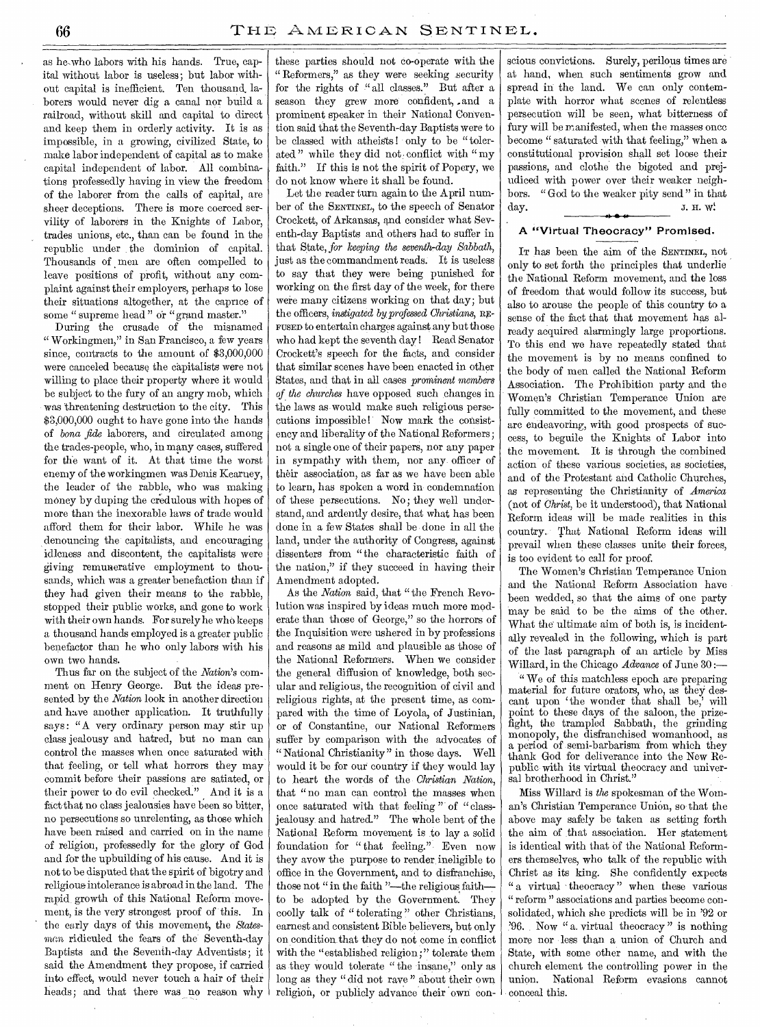as he who labors with his hands. True, capital without labor is useless; but labor without capital is inefficient. Ten thousand laborers would never dig a canal nor build a railroad, without skill and capital to direct and keep them in orderly activity. It is as impossible, in a growing, civilized State, to make labor independent of capital as to make capital independent of labor. All combinations professedly having in view the freedom of the laborer from the calls of capital, are sheer deceptions. There is more coerced servility of laborers in the Knights of Labor, trades unions, etc., than can be found in the republic under the dominion of capital. Thousands of men are often compelled to leave positions of profit, without any complaint against their employers, perhaps to lose their situations altogether, at the caprice of some "supreme head" or "grand master."

During the crusade of the misnamed "Workingmen," in San Francisco, a few years since, contracts to the amount of $3,000,000 were canceled because the capitalists were not willing to place their property where it would be subject to the fury of an angry mob, which was threatening destruction to the city. This $3,000,000 ought to have gone into the hands of *bona fide* laborers, and circulated among the trades-people, who, in many cases, suffered for the want of it. At that time the worst enemy of the workingmen was Denis Kearney, the leader of the rabble, who was making money by duping the credulous with hopes of more than the inexorable laws of trade would afford them for their labor. While he was denouncing the capitalists, and encouraging idleness and discontent, the capitalists were giving remunerative employment to thousands, which was a greater benefaction than if they had given their means to the rabble, stopped their public works, and gone to work with their own hands. For surely he who keeps a thousand hands employed is a greater public benefactor than he who only labors with his own two hands.

Thus far on the subject of the *Nation's* comment on Henry George. But the ideas presented by the *Nation* look in another direction and have another application. It truthfully says: "A very ordinary person may stir up class jealousy and hatred, but no man can control the masses when once saturated with that feeling, or tell what horrors they may commit before their passions are satiated, or their power to do evil checked." And it is a fact that no class jealousies have been so bitter, no persecutions so unrelenting, as those which have been raised and carried on in the name of religion, professedly for the glory of God and for the upbuilding of his cause. And it is not to be disputed that the spirit of bigotry and religious intolerance is abroad in the land. The rapid growth of this National Reform movement, is the very strongest proof of this. In the early days of this movement, the *Statesman* ridiculed the fears of the Seventh-day Baptists and the Seventh-day Adventists; it said the Amendment they propose, if carried into effect, would never touch a hair of their heads; and that there was no reason why these parties should not co-operate with the "Reformers," as they were seeking security for the rights of "all classes." But after a season they grew more confident, and a prominent speaker in their National Convention said that the Seventh-day Baptists were to be classed with atheists! only to be "tolerated" while they did not conflict with "my faith." If this is not the spirit of Popery, we do not know where it shall be found.

Let the reader turn again to the April number of the SENTINEL, to the speech of Senator Crockett, of Arkansas, and consider what Seventh-day Baptists and others had to suffer in that State, *for keeping the seventh-day Sabbath*, just as the commandment reads. It is useless to say that they were being punished for working on the first day of the week, for there were many citizens working on that day; but the officers, *instigated by professed Christians*, REFUSED to entertain charges against any but those who had kept the seventh day! Read Senator Crockett's speech for the facts, and consider that similar scenes have been enacted in other States, and that in all cases *prominent members of the churches* have opposed such changes in the laws as would make such religious persecutions impossible! Now mark the consistency and liberality of the National Reformers; not a single one of their papers, nor any paper in sympathy with them, nor any officer of their association, as far as we have been able to learn, has spoken a word in condemnation of these persecutions. No; they well understand, and ardently desire, that what has been done in a few States shall be done in all the land, under the authority of Congress, against dissenters from "the characteristic faith of the nation," if they succeed in having their Amendment adopted.

As the *Nation* said, that "the French Revolution was inspired by ideas much more moderate than those of George," so the horrors of the Inquisition were ushered in by professions and reasons as mild and plausible as those of the National Reformers. When we consider the general diffusion of knowledge, both secular and religious, the recognition of civil and religious rights, at the present time, as compared with the time of Loyola, of Justinian, or of Constantine, our National Reformers suffer by comparison with the advocates of "National Christianity" in those days. Well would it be for our country if they would lay to heart the words of the *Christian Nation*, that "no man can control the masses when once saturated with that feeling" of "class-jealousy and hatred." The whole bent of the National Reform movement is to lay a solid foundation for "that feeling." Even now they avow the purpose to render ineligible to office in the Government, and to disfranchise, those not "in the faith"—the religious faith—to be adopted by the Government. They coolly talk of "tolerating" other Christians, earnest and consistent Bible believers, but only on condition that they do not come in conflict with the "established religion;" tolerate them as they would tolerate "the insane," only as long as they "did not rave" about their own religion, or publicly advance their own conscious convictions. Surely, perilous times are at hand, when such sentiments grow and spread in the land. We can only contemplate with horror what scenes of relentless persecution will be seen, what bitterness of fury will be manifested, when the masses once become "saturated with that feeling;" when a constitutional provision shall set loose their passions, and clothe the bigoted and prejudiced with power over their weaker neighbors. "God to the weaker pity send" in that day.

J. H. W.

## A "Virtual Theocracy" Promised.

IT has been the aim of the SENTINEL, not only to set forth the principles that underlie the National Reform movement, and the loss of freedom that would follow its success, but also to arouse the people of this country to a sense of the fact that that movement has already acquired alarmingly large proportions. To this end we have repeatedly stated that the movement is by no means confined to the body of men called the National Reform Association. The Prohibition party and the Women's Christian Temperance Union are fully committed to the movement, and these are endeavoring, with good prospects of success, to beguile the Knights of Labor into the movement. It is through the combined action of these various societies, as societies, and of the Protestant and Catholic Churches, as representing the Christianity of *America* (not of *Christ*, be it understood), that National Reform ideas will be made realities in this country. That National Reform ideas will prevail when these classes unite their forces, is too evident to call for proof.

The Women's Christian Temperance Union and the National Reform Association have been wedded, so that the aims of one party may be said to be the aims of the other. What the ultimate aim of both is, is incidentally revealed in the following, which is part of the last paragraph of an article by Miss Willard, in the Chicago *Advance* of June 30:—

"We of this matchless epoch are preparing material for future orators, who, as they descant upon 'the wonder that shall be,' will point to these days of the saloon, the prize-fight, the trampled Sabbath, the grinding monopoly, the disfranchised womanhood, as a period of semi-barbarism from which they thank God for deliverance into the New Republic with its virtual theocracy and universal brotherhood in Christ."

Miss Willard is *the* spokesman of the Woman's Christian Temperance Union, so that the above may safely be taken as setting forth the aim of that association. Her statement is identical with that of the National Reformers themselves, who talk of the republic with Christ as its king. She confidently expects "a virtual theocracy" when these various "reform" associations and parties become consolidated, which she predicts will be in '92 or '96. Now "a virtual theocracy" is nothing more nor less than a union of Church and State, with some other name, and with the church element the controlling power in the union. National Reform evasions cannot conceal this.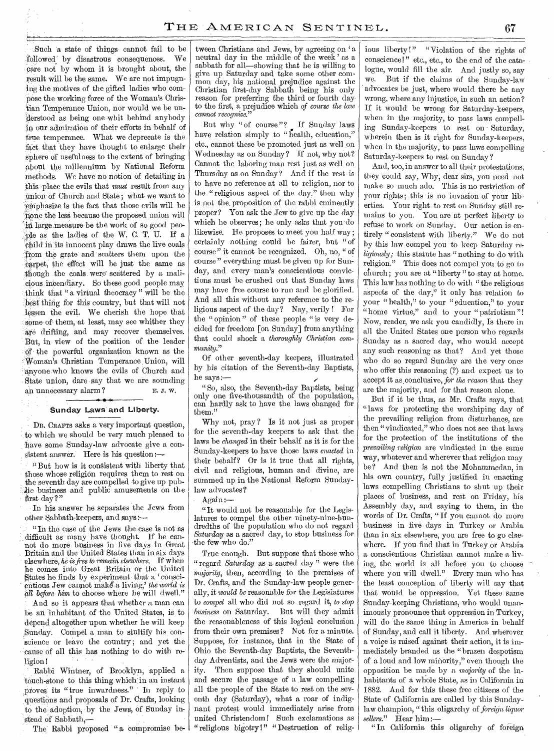Such a state of things cannot fail to be followed by disastrous consequences. We care not by whom it is brought about, the result will be the same. We are not impugning the motives of the gifted ladies who compose the working force of the Woman's Christian Temperance Union, nor would we be understood as being one whit behind anybody in our admiration of their efforts in behalf of true temperance. What we deprecate is the fact that they have thought to enlarge their sphere of usefulness to the extent of bringing about the millennium by National Reform methods. We have no notion of detailing in this place the evils that *must* result from any union of Church and State; what we want to emphasize is the fact that those evils will be none the less because the proposed union will in large measure be the work of so good people as the ladies of the W. C. T. U. If a child in its innocent play draws the live coals from the grate and scatters them upon the carpet, the effect will be just the same as though the coals were scattered by a malicious incendiary. So these good people may think that "a virtual theocracy" will be the best thing for this country, but that will not lessen the evil. We cherish the hope that some of them, at least, may see whither they are drifting, and may recover themselves. But, in view of the position of the leader of the powerful organization known as the Woman's Christian Temperance Union, will anyone who knows the evils of Church and State union, dare say that we are sounding an unnecessary alarm? E. J. W.

## Sunday Laws and Liberty.

DR. CRAFTS asks a very important question, to which we should be very much pleased to have some Sunday-law advocate give a consistent answer. Here is his question:—

"But how is it consistent with liberty that those whose religion requires them to rest on the seventh day are compelled to give up public business and public amusements on the first day?"

In his answer he separates the Jews from other Sabbath-keepers, and says:—

"In the case of the Jews the case is not as difficult as many have thought. If he cannot do more business in five days in Great Britain and the United States than in six days elsewhere, *he is free to remain elsewhere*. If when he comes into Great Britain or the United States he finds by experiment that a 'conscientious Jew cannot make a living,' *the world is all before him* to choose where he will dwell."

And so it appears that whether a man can be an inhabitant of the United States, is to depend altogether upon whether he will keep Sunday. Compel a man to stultify his conscience or leave the country; and yet the cause of all this has nothing to do with religion!

Rabbi Wintner, of Brooklyn, applied a touch-stone to this thing which in an instant proves its "true inwardness." In reply to questions and proposals of Dr. Crafts, looking to the adoption, by the Jews, of Sunday instead of Sabbath,—

The Rabbi proposed "a compromise between Christians and Jews, by agreeing on 'a neutral day in the middle of the week' as a sabbath for all—showing that he is willing to give up Saturday and take some other common day, his national prejudice against the Christian first-day Sabbath being his only reason for preferring the third or fourth day to the first, a prejudice which *of course the law cannot recognize*."

But why "of course"? If Sunday laws have relation simply to "health, education," etc., cannot these be promoted just as well on Wednesday as on Sunday? If not, why not? Cannot the laboring man rest just as well on Thursday as on Sunday? And if the rest is to have no reference at all to religion, nor to the "religious aspect of the day," then why is not the proposition of the rabbi eminently proper? You ask the Jew to give up the day which he observes; he only asks that you do likewise. He proposes to meet you half way; certainly nothing could be fairer, but "of course" it cannot be recognized. Oh, no, "of course" everything must be given up for Sunday, and every man's conscientious convictions must be crushed out that Sunday laws may have free course to run and be glorified. And all this without any reference to the religious aspect of the day? Nay, verily! For the "opinion" of these people "is very decided for freedom [on Sunday] from anything that could shock a *thoroughly Christian community*."

Of other seventh-day keepers, illustrated by his citation of the Seventh-day Baptists, he says:—

"So, also, the Seventh-day Baptists, being only one five-thousandth of the population, can hardly ask to have the laws changed for them."

Why not, pray? Is it not just as proper for the seventh-day keepers to ask that the laws be *changed* in their behalf as it is for the Sunday-keepers to have those laws *enacted* in their behalf? Or is it true that all rights, civil and religious, human and divine, are summed up in the National Reform Sunday-law advocates?

Again:—

"It would not be reasonable for the Legislatures to compel the other ninety-nine-hundredths of the population who do not regard *Saturday* as a sacred day, to stop business for the few who do."

True enough. But suppose that those who "regard *Saturday* as a sacred day" were the *majority*, then, according to the premises of Dr. Crafts, and the Sunday-law people generally, it *would be* reasonable for the Legislatures to *compel* all who did not so regard it, *to stop business* on Saturday. But will they admit the reasonableness of this logical conclusion from their own premises? Not for a minute. Suppose, for instance, that in the State of Ohio the Seventh-day Baptists, the Seventh-day Adventists, and the Jews were the majority. Then suppose that they should unite and secure the passage of a law compelling all the people of the State to rest on the seventh day (Saturday), what a roar of indignant protest would immediately arise from united Christendom! Such exclamations as "religious bigotry!" "Destruction of religious liberty!" "Violation of the rights of conscience!" etc., etc., to the end of the catalogue, would fill the air. And justly so, say we. But if the claims of the Sunday-law advocates be just, where would there be any wrong, where any injustice, in such an action? If it would be wrong for Saturday-keepers, when in the majority, to pass laws compelling Sunday-keepers to rest on Saturday, wherein then is it right for Sunday-keepers, when in the majority, to pass laws compelling Saturday-keepers to rest on Sunday?

And, too, in answer to all their protestations, they could say, Why, dear sirs, you need not make so much ado. This is no restriction of your rights; this is no invasion of your liberties. Your right to rest on Sunday still remains to you. You are at perfect liberty to refuse to work on Sunday. Our action is entirely "consistent with liberty." We do not by this law compel you to keep Saturday *religiously;* this statute has "nothing to do with religion." This does not compel you to go to church; you are at "liberty" to stay at home. This law has nothing to do with "the religious aspects of the day," it only has relation to your "health," to your "education," to your "home virtue," and to your "patriotism"! Now, reader, we ask you candidly, Is there in all the United States one person who regards Sunday as a sacred day, who would accept any such reasoning as that? And yet those who do so regard Sunday are the very ones who offer this reasoning (?) and expect us to accept it as conclusive, *for the reason* that they are the majority, and for that reason alone.

But if it be thus, as Mr. Crafts says, that "laws for protecting the worshiping day of the prevailing religion from disturbance, are then "vindicated," who does not see that laws for the protection of the institutions of the *prevailing religion* are vindicated in the same way, whatever and wherever that religion may be? And then is not the Mohammedan, in his own country, fully justified in enacting laws compelling Christians to shut up their places of business, and rest on Friday, his Assembly day, and saying to them, in the words of Dr. Crafts, "If you cannot do more business in five days in Turkey or Arabia than in six elsewhere, you are free to go elsewhere. If you find that in Turkey or Arabia a conscientious Christian cannot make a living, the world is all before you to choose where you will dwell." Every man who has the least conception of liberty will say that that would be oppression. Yet these same Sunday-keeping Christians, who would unanimously pronounce that oppression in Turkey, will do the same thing in America in behalf of Sunday, and call it liberty. And wherever a voice is raised against their action, it is immediately branded as the "brazen despotism of a loud and low minority," even though the opposition be made by a *majority* of the inhabitants of a whole State, as in California in 1882. And for this these free citizens of the State of California are called by this Sunday-law champion, "this oligarchy of *foreign liquor sellers*." Hear him:—

"In California this oligarchy of foreign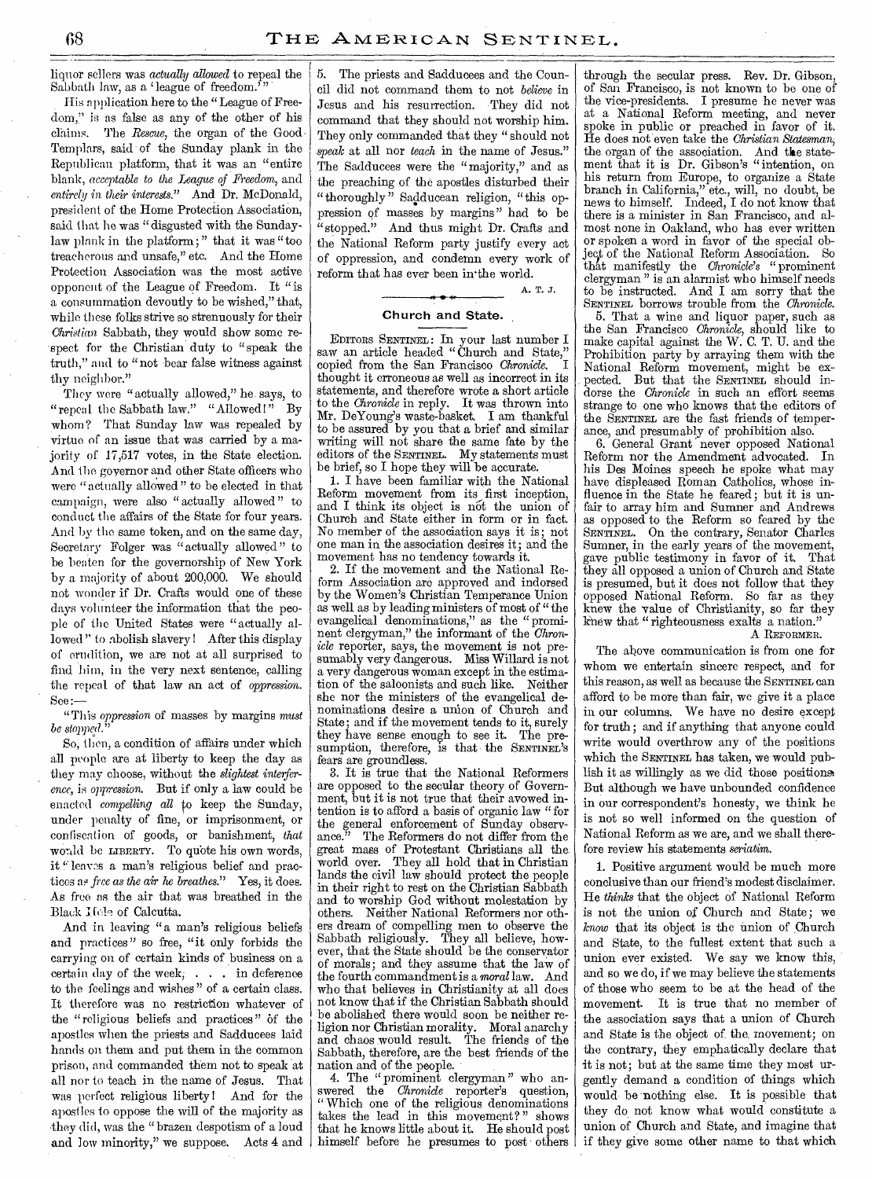liquor sellers was *actually allowed* to repeal the Sabbath law, as a 'league of freedom.'"

His application here to the "League of Freedom," is as false as any of the other of his claims. The *Rescue*, the organ of the Good Templars, said of the Sunday plank in the Republican platform, that it was an "entire blank, *acceptable to the League of Freedom*, and *entirely in their interests*." And Dr. McDonald, president of the Home Protection Association, said that he was "disgusted with the Sunday-law plank in the platform;" that it was "too treacherous and unsafe," etc. And the Home Protection Association was the most active opponent of the League of Freedom. It "is a consummation devoutly to be wished," that, while these folks strive so strenuously for their *Christian* Sabbath, they would show some respect for the Christian duty to "speak the truth," and to "not bear false witness against thy neighbor."

They were "actually allowed," he says, to "repeal the Sabbath law." "Allowed!" By whom? That Sunday law was repealed by virtue of an issue that was carried by a majority of 17,517 votes, in the State election. And the governor and other State officers who were "actually allowed" to be elected in that campaign, were also "actually allowed" to conduct the affairs of the State for four years. And by the same token, and on the same day, Secretary Folger was "actually allowed" to be beaten for the governorship of New York by a majority of about 200,000. We should not wonder if Dr. Crafts would one of these days volunteer the information that the people of the United States were "actually allowed" to abolish slavery! After this display of erudition, we are not at all surprised to find him, in the very next sentence, calling the repeal of that law an act of *oppression*. See:—

"This *oppression* of masses by margins *must be stopped*."

So, then, a condition of affairs under which all people are at liberty to keep the day as they may choose, without the *slightest interference*, is *oppression*. But if only a law could be enacted *compelling all* to keep the Sunday, under penalty of fine, or imprisonment, or confiscation of goods, or banishment, *that* would be LIBERTY. To quote his own words, it "leaves a man's religious belief and practices as *free as the air he breathes*." Yes, it does. As free as the air that was breathed in the Black Hole of Calcutta.

And in leaving "a man's religious beliefs and practices" so free, "it only forbids the carrying on of certain kinds of business on a certain day of the week; . . . in deference to the feelings and wishes" of a certain class. It therefore was no restriction whatever of the "religious beliefs and practices" of the apostles when the priests and Sadducees laid hands on them and put them in the common prison, and commanded them not to speak at all nor to teach in the name of Jesus. That was perfect religious liberty! And for the apostles to oppose the will of the majority as they did, was the "brazen despotism of a loud and low minority," we suppose. Acts 4 and 5. The priests and Sadducees and the Council did not command them to not *believe* in Jesus and his resurrection. They did not command that they should not worship him. They only commanded that they "should not *speak* at all nor *teach* in the name of Jesus." The Sadducees were the "majority," and as the preaching of the apostles disturbed their "thoroughly" Sadducean religion, "this oppression of masses by margins" had to be "stopped." And thus might Dr. Crafts and the National Reform party justify every act of oppression, and condemn every work of reform that has ever been in the world.

A. T. J.

## Church and State.

EDITORS SENTINEL: In your last number I saw an article headed "Church and State," copied from the San Francisco *Chronicle*. I thought it erroneous as well as incorrect in its statements, and therefore wrote a short article to the *Chronicle* in reply. It was thrown into Mr. DeYoung's waste-basket. I am thankful to be assured by you that a brief and similar writing will not share the same fate by the editors of the SENTINEL. My statements must be brief, so I hope they will be accurate.

1. I have been familiar with the National Reform movement from its first inception, and I think its object is not the union of Church and State either in form or in fact. No member of the association says it is; not one man in the association desires it; and the movement has no tendency towards it.

2. If the movement and the National Reform Association are approved and indorsed by the Women's Christian Temperance Union as well as by leading ministers of most of "the evangelical denominations," as the "prominent clergyman," the informant of the *Chronicle* reporter, says, the movement is not presumably very dangerous. Miss Willard is not a very dangerous woman except in the estimation of the saloonists and such like. Neither she nor the ministers of the evangelical denominations desire a union of Church and State; and if the movement tends to it, surely they have sense enough to see it. The presumption, therefore, is that the SENTINEL'S fears are groundless.

3. It is true that the National Reformers are opposed to the secular theory of Government, but it is not true that their avowed intention is to afford a basis of organic law "for the general enforcement of Sunday observance." The Reformers do not differ from the great mass of Protestant Christians all the world over. They all hold that in Christian lands the civil law should protect the people in their right to rest on the Christian Sabbath and to worship God without molestation by others. Neither National Reformers nor others dream of compelling men to observe the Sabbath religiously. They all believe, however, that the State should be the conservator of morals; and they assume that the law of the fourth commandment is a *moral* law. And who that believes in Christianity at all does not know that if the Christian Sabbath should be abolished there would soon be neither religion nor Christian morality. Moral anarchy and chaos would result. The friends of the Sabbath, therefore, are the best friends of the nation and of the people.

4. The "prominent clergyman" who answered the *Chronicle* reporter's question, "Which one of the religious denominations takes the lead in this movement?" shows that he knows little about it. He should post himself before he presumes to post others through the secular press. Rev. Dr. Gibson, of San Francisco, is not known to be one of the vice-presidents. I presume he never was at a National Reform meeting, and never spoke in public or preached in favor of it. He does not even take the *Christian Statesman*, the organ of the association. And the statement that it is Dr. Gibson's "intention, on his return from Europe, to organize a State branch in California," etc., will, no doubt, be news to himself. Indeed, I do not know that there is a minister in San Francisco, and almost none in Oakland, who has ever written or spoken a word in favor of the special object of the National Reform Association. So that manifestly the *Chronicle's* "prominent clergyman" is an alarmist who himself needs to be instructed. And I am sorry that the SENTINEL borrows trouble from the *Chronicle*.

5. That a wine and liquor paper, such as the San Francisco *Chronicle*, should like to make capital against the W. C. T. U. and the Prohibition party by arraying them with the National Reform movement, might be expected. But that the SENTINEL should indorse the *Chronicle* in such an effort seems strange to one who knows that the editors of the SENTINEL are the fast friends of temperance, and presumably of prohibition also.

6. General Grant never opposed National Reform nor the Amendment advocated. In his Des Moines speech he spoke what may have displeased Roman Catholics, whose influence in the State he feared; but it is unfair to array him and Sumner and Andrews as opposed to the Reform so feared by the SENTINEL. On the contrary, Senator Charles Sumner, in the early years of the movement, gave public testimony in favor of it. That they all opposed a union of Church and State is presumed, but it does not follow that they opposed National Reform. So far as they knew the value of Christianity, so far they knew that "righteousness exalts a nation."

A REFORMER.

The above communication is from one for whom we entertain sincere respect, and for this reason, as well as because the SENTINEL can afford to be more than fair, we give it a place in our columns. We have no desire except for truth; and if anything that anyone could write would overthrow any of the positions which the SENTINEL has taken, we would publish it as willingly as we did those positions. But although we have unbounded confidence in our correspondent's honesty, we think he is not so well informed on the question of National Reform as we are, and we shall therefore review his statements *seriatim*.

1. Positive argument would be much more conclusive than our friend's modest disclaimer. He *thinks* that the object of National Reform is not the union of Church and State; we *know* that its object is the union of Church and State, to the fullest extent that such a union ever existed. We say we know this, and so we do, if we may believe the statements of those who seem to be at the head of the movement. It is true that no member of the association says that a union of Church and State is the object of the movement; on the contrary, they emphatically declare that it is not; but at the same time they most urgently demand a condition of things which would be nothing else. It is possible that they do not know what would constitute a union of Church and State, and imagine that if they give some other name to that which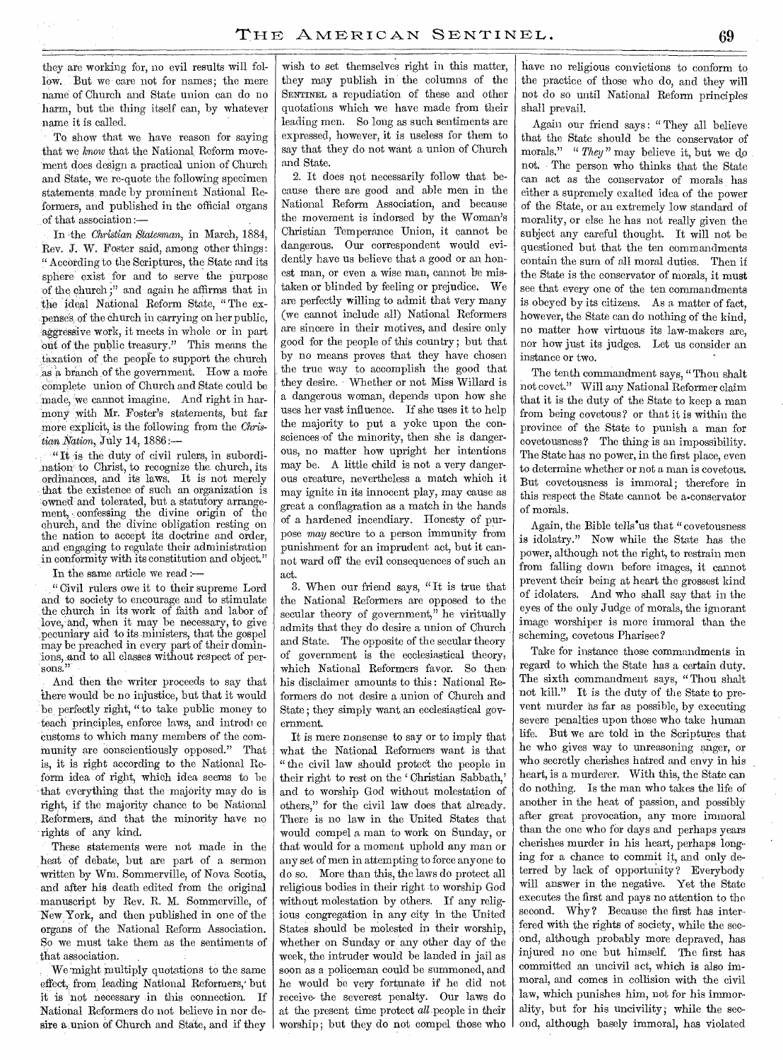they are working for, no evil results will follow. But we care not for names; the mere name of Church and State union can do no harm, but the thing itself can, by whatever name it is called.

To show that we have reason for saying that we *know* that the National Reform movement does design a practical union of Church and State, we re-quote the following specimen statements made by prominent National Reformers, and published in the official organs of that association:—

In the *Christian Statesman*, in March, 1884, Rev. J. W. Foster said, among other things: "According to the Scriptures, the State and its sphere exist for and to serve the purpose of the church;" and again he affirms that in the ideal National Reform State, "The expenses of the church in carrying on her public, aggressive work, it meets in whole or in part out of the public treasury." This means the taxation of the people to support the church as a branch of the government. How a more complete union of Church and State could be made, we cannot imagine. And right in harmony with Mr. Foster's statements, but far more explicit, is the following from the *Christian Nation*, July 14, 1886:—

"It is the duty of civil rulers, in subordination to Christ, to recognize the church, its ordinances, and its laws. It is not merely that the existence of such an organization is owned and tolerated, but a statutory arrangement, confessing the divine origin of the church, and the divine obligation resting on the nation to accept its doctrine and order, and engaging to regulate their administration in conformity with its constitution and object."

In the same article we read:—

"Civil rulers owe it to their supreme Lord and to society to encourage and to stimulate the church in its work of faith and labor of love, and, when it may be necessary, to give pecuniary aid to its ministers, that the gospel may be preached in every part of their dominions, and to all classes without respect of persons."

And then the writer proceeds to say that there would be no injustice, but that it would be perfectly right, "to take public money to teach principles, enforce laws, and introduce customs to which many members of the community are conscientiously opposed." That is, it is right according to the National Reform idea of right, which idea seems to be that everything that the majority may do is right, if the majority chance to be National Reformers, and that the minority have no rights of any kind.

These statements were not made in the heat of debate, but are part of a sermon written by Wm. Sommerville, of Nova Scotia, and after his death edited from the original manuscript by Rev. R. M. Sommerville, of New York, and then published in one of the organs of the National Reform Association. So we must take them as the sentiments of that association.

We might multiply quotations to the same effect, from leading National Reformers, but it is not necessary in this connection. If National Reformers do not believe in nor desire a union of Church and State, and if they wish to set themselves right in this matter, they may publish in the columns of the SENTINEL a repudiation of these and other quotations which we have made from their leading men. So long as such sentiments are expressed, however, it is useless for them to say that they do not want a union of Church and State.

2. It does not necessarily follow that because there are good and able men in the National Reform Association, and because the movement is indorsed by the Woman's Christian Temperance Union, it cannot be dangerous. Our correspondent would evidently have us believe that a good or an honest man, or even a wise man, cannot be mistaken or blinded by feeling or prejudice. We are perfectly willing to admit that very many (we cannot include all) National Reformers are sincere in their motives, and desire only good for the people of this country; but that by no means proves that they have chosen the true way to accomplish the good that they desire. Whether or not Miss Willard is a dangerous woman, depends upon how she uses her vast influence. If she uses it to help the majority to put a yoke upon the consciences of the minority, then she is dangerous, no matter how upright her intentions may be. A little child is not a very dangerous creature, nevertheless a match which it may ignite in its innocent play, may cause as great a conflagration as a match in the hands of a hardened incendiary. Honesty of purpose *may* secure to a person immunity from punishment for an imprudent act, but it cannot ward off the evil consequences of such an act.

3. When our friend says, "It is true that the National Reformers are opposed to the secular theory of government," he virtually admits that they do desire a union of Church and State. The opposite of the secular theory of government is the ecclesiastical theory, which National Reformers favor. So then his disclaimer amounts to this: National Reformers do not desire a union of Church and State; they simply want an ecclesiastical government.

It is mere nonsense to say or to imply that what the National Reformers want is that "the civil law should protect the people in their right to rest on the 'Christian Sabbath,' and to worship God without molestation of others," for the civil law does that already. There is no law in the United States that would compel a man to work on Sunday, or that would for a moment uphold any man or any set of men in attempting to force anyone to do so. More than this, the laws do protect all religious bodies in their right to worship God without molestation by others. If any religious congregation in any city in the United States should be molested in their worship, whether on Sunday or any other day of the week, the intruder would be landed in jail as soon as a policeman could be summoned, and he would be very fortunate if he did not receive the severest penalty. Our laws do at the present time protect *all* people in their worship; but they do not compel those who have no religious convictions to conform to the practice of those who do, and they will not do so until National Reform principles shall prevail.

Again our friend says: "They all believe that the State should be the conservator of morals." "*They*" may believe it, but we do not. The person who thinks that the State can act as the conservator of morals has either a supremely exalted idea of the power of the State, or an extremely low standard of morality, or else he has not really given the subject any careful thought. It will not be questioned but that the ten commandments contain the sum of all moral duties. Then if the State is the conservator of morals, it must see that every one of the ten commandments is obeyed by its citizens. As a matter of fact, however, the State can do nothing of the kind, no matter how virtuous its law-makers are, nor how just its judges. Let us consider an instance or two.

The tenth commandment says, "Thou shalt not covet." Will any National Reformer claim that it is the duty of the State to keep a man from being covetous? or that it is within the province of the State to punish a man for covetousness? The thing is an impossibility. The State has no power, in the first place, even to determine whether or not a man is covetous. But covetousness is immoral; therefore in this respect the State cannot be a conservator of morals.

Again, the Bible tells us that "covetousness is idolatry." Now while the State has the power, although not the right, to restrain men from falling down before images, it cannot prevent their being at heart the grossest kind of idolaters. And who shall say that in the eyes of the only Judge of morals, the ignorant image worshiper is more immoral than the scheming, covetous Pharisee?

Take for instance those commandments in regard to which the State has a certain duty. The sixth commandment says, "Thou shalt not kill." It is the duty of the State to prevent murder as far as possible, by executing severe penalties upon those who take human life. But we are told in the Scriptures that he who gives way to unreasoning anger, or who secretly cherishes hatred and envy in his heart, is a murderer. With this, the State can do nothing. Is the man who takes the life of another in the heat of passion, and possibly after great provocation, any more immoral than the one who for days and perhaps years cherishes murder in his heart, perhaps longing for a chance to commit it, and only deterred by lack of opportunity? Everybody will answer in the negative. Yet the State executes the first and pays no attention to the second. Why? Because the first has interfered with the rights of society, while the second, although probably more depraved, has injured no one but himself. The first has committed an uncivil act, which is also immoral, and comes in collision with the civil law, which punishes him, not for his immorality, but for his incivility; while the second, although basely immoral, has violated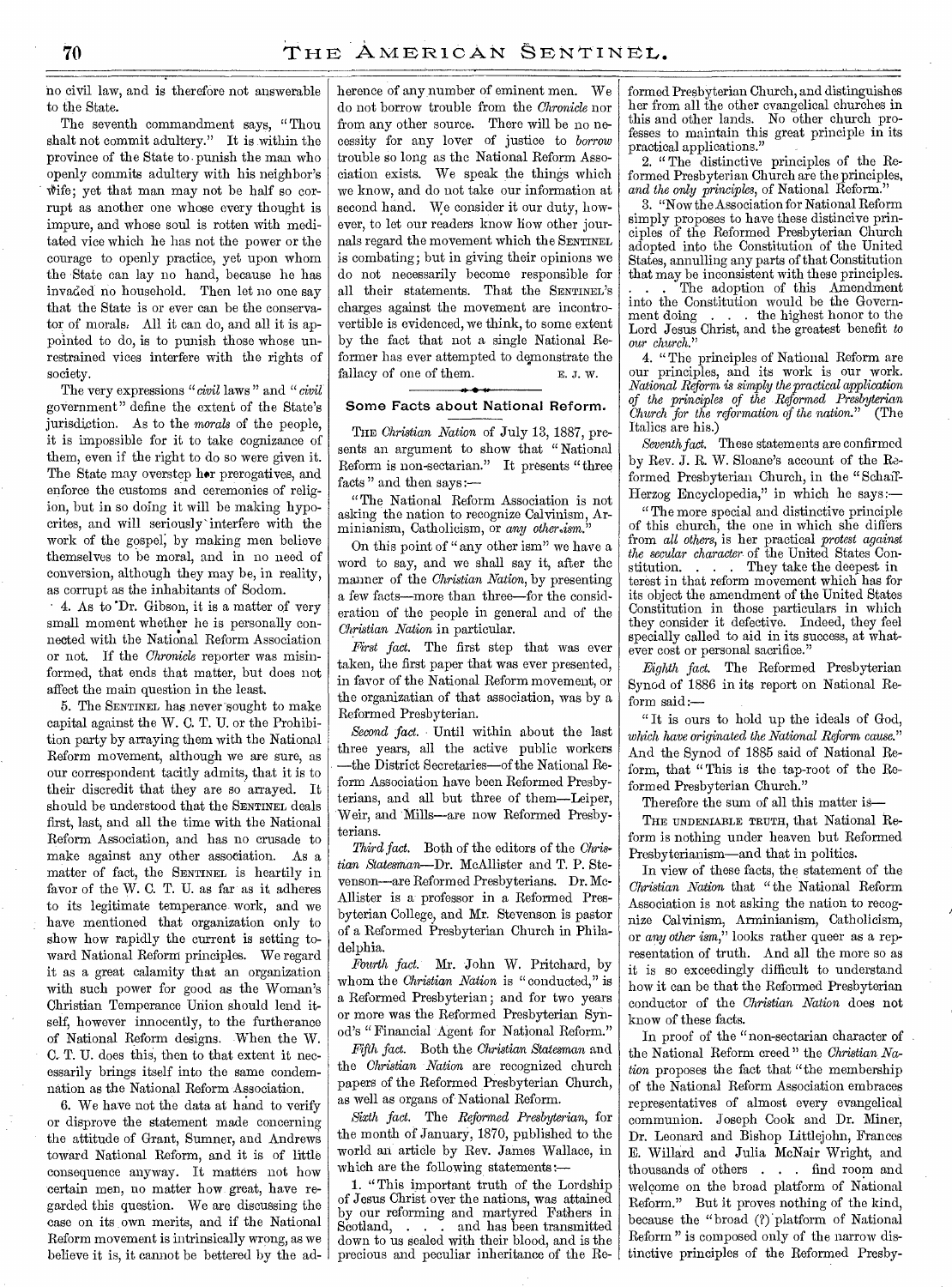no civil law, and is therefore not answerable to the State.

The seventh commandment says, "Thou shalt not commit adultery." It is within the province of the State to punish the man who openly commits adultery with his neighbor's wife; yet that man may not be half so corrupt as another one whose every thought is impure, and whose soul is rotten with meditated vice which he has not the power or the courage to openly practice, yet upon whom the State can lay no hand, because he has invaded no household. Then let no one say that the State is or ever can be the conservator of morals. All it can do, and all it is appointed to do, is to punish those whose unrestrained vices interfere with the rights of society.

The very expressions "*civil* laws" and "*civil* government" define the extent of the State's jurisdiction. As to the *morals* of the people, it is impossible for it to take cognizance of them, even if the right to do so were given it. The State may overstep her prerogatives, and enforce the customs and ceremonies of religion, but in so doing it will be making hypocrites, and will seriously interfere with the work of the gospel, by making men believe themselves to be moral, and in no need of conversion, although they may be, in reality, as corrupt as the inhabitants of Sodom.

4. As to Dr. Gibson, it is a matter of very small moment whether he is personally connected with the National Reform Association or not. If the *Chronicle* reporter was misinformed, that ends that matter, but does not affect the main question in the least.

5. The SENTINEL has never sought to make capital against the W. C. T. U. or the Prohibition party by arraying them with the National Reform movement, although we are sure, as our correspondent tacitly admits, that it is to their discredit that they are so arrayed. It should be understood that the SENTINEL deals first, last, and all the time with the National Reform Association, and has no crusade to make against any other association. As a matter of fact, the SENTINEL is heartily in favor of the W. C. T. U. as far as it adheres to its legitimate temperance work, and we have mentioned that organization only to show how rapidly the current is setting toward National Reform principles. We regard it as a great calamity that an organization with such power for good as the Woman's Christian Temperance Union should lend itself, however innocently, to the furtherance of National Reform designs. When the W. C. T. U. does this, then to that extent it necessarily brings itself into the same condemnation as the National Reform Association.

6. We have not the data at hand to verify or disprove the statement made concerning the attitude of Grant, Sumner, and Andrews toward National Reform, and it is of little consequence anyway. It matters not how certain men, no matter how great, have regarded this question. We are discussing the case on its own merits, and if the National Reform movement is intrinsically wrong, as we believe it is, it cannot be bettered by the adherence of any number of eminent men. We do not borrow trouble from the *Chronicle* nor from any other source. There will be no necessity for any lover of justice to *borrow* trouble so long as the National Reform Association exists. We speak the things which we know, and do not take our information at second hand. We consider it our duty, however, to let our readers know how other journals regard the movement which the SENTINEL is combating; but in giving their opinions we do not necessarily become responsible for all their statements. That the SENTINEL'S charges against the movement are incontrovertible is evidenced, we think, to some extent by the fact that not a single National Reformer has ever attempted to demonstrate the fallacy of one of them. E. J. W.

## Some Facts about National Reform.

THE *Christian Nation* of July 13, 1887, presents an argument to show that "National Reform is non-sectarian." It presents "three facts" and then says:—

"The National Reform Association is not asking the nation to recognize Calvinism, Arminianism, Catholicism, or *any other ism*."

On this point of "any other ism" we have a word to say, and we shall say it, after the manner of the *Christian Nation*, by presenting a few facts—more than three—for the consideration of the people in general and of the *Christian Nation* in particular.

*First fact.* The first step that was ever taken, the first paper that was ever presented, in favor of the National Reform movement, or the organizatian of that association, was by a Reformed Presbyterian.

*Second fact.* Until within about the last three years, all the active public workers —the District Secretaries—of the National Reform Association have been Reformed Presbyterians, and all but three of them—Leiper, Weir, and Mills—are now Reformed Presbyterians.

*Third fact.* Both of the editors of the *Christian Statesman*—Dr. McAllister and T. P. Stevenson—are Reformed Presbyterians. Dr. McAllister is a professor in a Reformed Presbyterian College, and Mr. Stevenson is pastor of a Reformed Presbyterian Church in Philadelphia.

*Fourth fact.* Mr. John W. Pritchard, by whom the *Christian Nation* is "conducted," is a Reformed Presbyterian; and for two years or more was the Reformed Presbyterian Synod's "Financial Agent for National Reform."

*Fifth fact.* Both the *Christian Statesman* and the *Christian Nation* are recognized church papers of the Reformed Presbyterian Church, as well as organs of National Reform.

*Sixth fact.* The *Reformed Presbyterian*, for the month of January, 1870, published to the world an article by Rev. James Wallace, in which are the following statements:—

1. "This important truth of the Lordship of Jesus Christ over the nations, was attained by our reforming and martyred Fathers in Scotland, . . . and has been transmitted down to us sealed with their blood, and is the precious and peculiar inheritance of the Reformed Presbyterian Church, and distinguishes her from all the other evangelical churches in this and other lands. No other church professes to maintain this great principle in its practical applications."

2. "The distinctive principles of the Reformed Presbyterian Church are the principles, *and the only principles*, of National Reform."

3. "Now the Association for National Reform simply proposes to have these distincive principles of the Reformed Presbyterian Church adopted into the Constitution of the United States, annulling any parts of that Constitution that may be inconsistent with these principles. . . . The adoption of this Amendment into the Constitution would be the Government doing . . . the highest honor to the Lord Jesus Christ, and the greatest benefit *to our church*."

4. "The principles of National Reform are our principles, and its work is our work. *National Reform is simply the practical application of the principles of the Reformed Presbyterian Church for the reformation of the nation*." (The Italics are his.)

*Seventh fact.* These statements are confirmed by Rev. J. R. W. Sloane's account of the Reformed Presbyterian Church, in the "Schaff-Herzog Encyclopedia," in which he says:—

"The more special and distinctive principle of this church, the one in which she differs from *all others*, is her practical *protest against the secular character* of the United States Constitution. . . . They take the deepest in terest in that reform movement which has for its object the amendment of the United States Constitution in those particulars in which they consider it defective. Indeed, they feel specially called to aid in its success, at whatever cost or personal sacrifice."

*Eighth fact.* The Reformed Presbyterian Synod of 1886 in its report on National Reform said:—

"It is ours to hold up the ideals of God, *which have originated the National Reform cause*." And the Synod of 1885 said of National Reform, that "This is the tap-root of the Reformed Presbyterian Church."

Therefore the sum of all this matter is—

THE UNDENIABLE TRUTH, that National Reform is nothing under heaven but Reformed Presbyterianism—and that in politics.

In view of these facts, the statement of the *Christian Nation* that "the National Reform Association is not asking the nation to recognize Calvinism, Arminianism, Catholicism, or *any other ism*," looks rather queer as a representation of truth. And all the more so as it is so exceedingly difficult to understand how it can be that the Reformed Presbyterian conductor of the *Christian Nation* does not know of these facts.

In proof of the "non-sectarian character of the National Reform creed" the *Christian Nation* proposes the fact that "the membership of the National Reform Association embraces representatives of almost every evangelical communion. Joseph Cook and Dr. Miner, Dr. Leonard and Bishop Littlejohn, Frances E. Willard and Julia McNair Wright, and thousands of others . . . find room and welcome on the broad platform of National Reform." But it proves nothing of the kind, because the "broad (?) platform of National Reform" is composed only of the narrow distinctive principles of the Reformed Presby-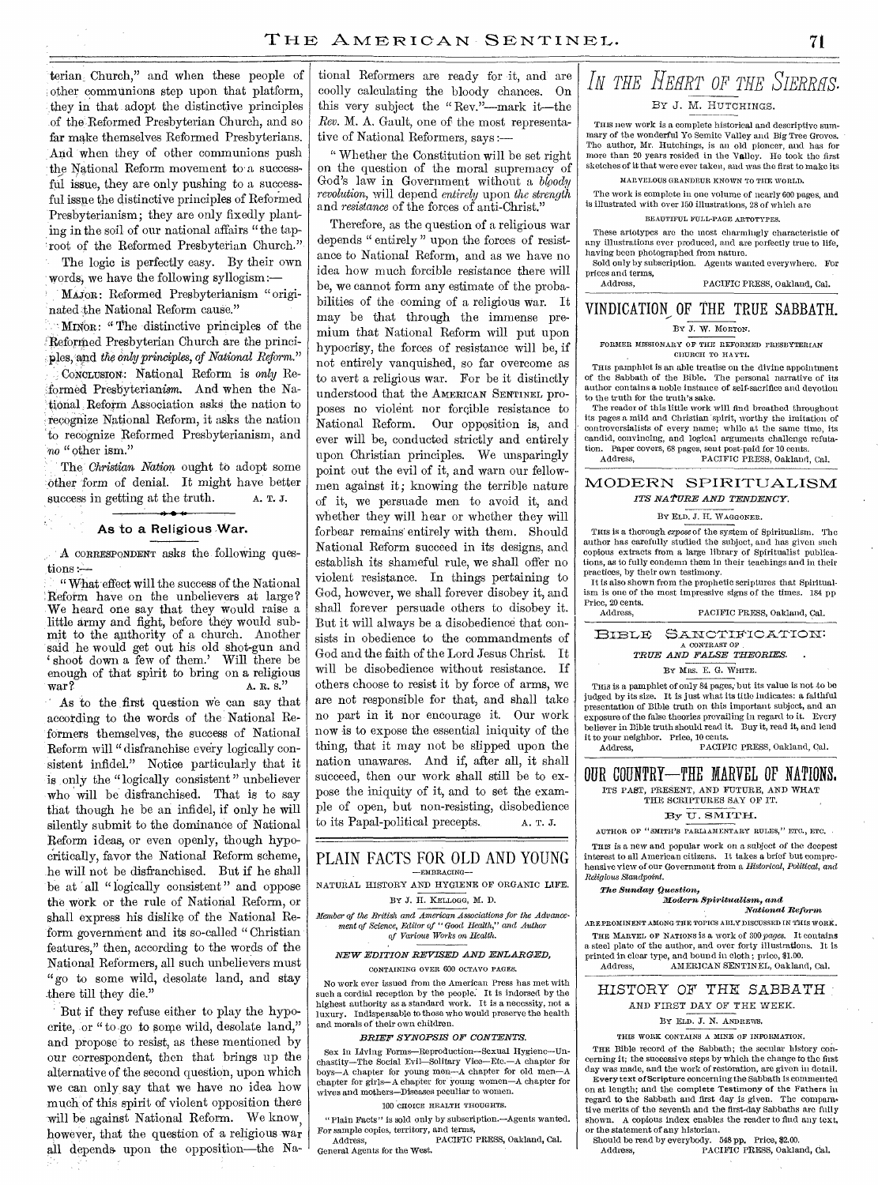terian Church," and when these people of other communions step upon that platform, they in that adopt the distinctive principles of the Reformed Presbyterian Church, and so far make themselves Reformed Presbyterians. And when they of other communions push the National Reform movement to a successful issue, they are only pushing to a successful issue the distinctive principles of Reformed Presbyterianism; they are only fixedly planting in the soil of our national affairs "the tap-root of the Reformed Presbyterian Church."

The logic is perfectly easy. By their own words, we have the following syllogism:—

MAJOR: Reformed Presbyterianism "originated the National Reform cause."

MINOR: "The distinctive principles of the Reformed Presbyterian Church are the principles, and *the only principles, of National Reform.*"

CONCLUSION: National Reform is *only* Reformed Presbyterian*ism*. And when the National Reform Association asks the nation to recognize National Reform, it asks the nation to recognize Reformed Presbyterianism, and *no* "other ism."

The *Christian Nation* ought to adopt some other form of denial. It might have better success in getting at the truth. A. T. J.

## As to a Religious War.

A CORRESPONDENT asks the following questions:—

"What effect will the success of the National Reform have on the unbelievers at large? We heard one say that they would raise a little army and fight, before they would submit to the authority of a church. Another said he would get out his old shot-gun and 'shoot down a few of them.' Will there be enough of that spirit to bring on a religious war? A. R. S."

As to the first question we can say that according to the words of the National Reformers themselves, the success of National Reform will "disfranchise every logically consistent infidel." Notice particularly that it is only the "logically consistent" unbeliever who will be disfranchised. That is to say that though he be an infidel, if only he will silently submit to the dominance of National Reform ideas, or even openly, though hypocritically, favor the National Reform scheme, he will not be disfranchised. But if he shall be at all "logically consistent" and oppose the work or the rule of National Reform, or shall express his dislike of the National Reform government and its so-called "Christian features," then, according to the words of the National Reformers, all such unbelievers must "go to some wild, desolate land, and stay there till they die."

But if they refuse either to play the hypocrite, or "to go to some wild, desolate land," and propose to resist, as these mentioned by our correspondent, then that brings up the alternative of the second question, upon which we can only say that we have no idea how much of this spirit of violent opposition there will be against National Reform. We know, however, that the question of a religious war all depends upon the opposition—the National Reformers are ready for it, and are coolly calculating the bloody chances. On this very subject the "Rev."—mark it—the *Rev.* M. A. Gault, one of the most representative of National Reformers, says:—

"Whether the Constitution will be set right on the question of the moral supremacy of God's law in Government without a *bloody revolution*, will depend *entirely* upon *the strength* and *resistance* of the forces of anti-Christ."

Therefore, as the question of a religious war depends "entirely" upon the forces of resistance to National Reform, and as we have no idea how much forcible resistance there will be, we cannot form any estimate of the probabilities of the coming of a religious war. It may be that through the immense premium that National Reform will put upon hypocrisy, the forces of resistance will be, if not entirely vanquished, so far overcome as to avert a religious war. For be it distinctly understood that the AMERICAN SENTINEL proposes no violent nor forcible resistance to National Reform. Our opposition is, and ever will be, conducted strictly and entirely upon Christian principles. We unsparingly point out the evil of it, and warn our fellowmen against it; knowing the terrible nature of it, we persuade men to avoid it, and whether they will hear or whether they will forbear remains entirely with them. Should National Reform succeed in its designs, and establish its shameful rule, we shall offer no violent resistance. In things pertaining to God, however, we shall forever disobey it, and shall forever persuade others to disobey it. But it will always be a disobedience that consists in obedience to the commandments of God and the faith of the Lord Jesus Christ. It will be disobedience without resistance. If others choose to resist it by force of arms, we are not responsible for that, and shall take no part in it nor encourage it. Our work now is to expose the essential iniquity of the thing, that it may not be slipped upon the nation unawares. And if, after all, it shall succeed, then our work shall still be to expose the iniquity of it, and to set the example of open, but non-resisting, disobedience to its Papal-political precepts. A. T. J.

## PLAIN FACTS FOR OLD AND YOUNG

—EMBRACING—

NATURAL HISTORY AND HYGIENE OF ORGANIC LIFE.

BY J. H. KELLOGG, M. D.

*Member of the British and American Associations for the Advancement of Science, Editor of "Good Health," and Author of Various Works on Health.*

***NEW EDITION REVISED AND ENLARGED,***

CONTAINING OVER 600 OCTAVO PAGES.

No work ever issued from the American Press has met with such a cordial reception by the people. It is indorsed by the highest authority as a standard work. It is a necessity, not a luxury. Indispensable to those who would preserve the health and morals of their own children.

***BRIEF SYNOPSIS OF CONTENTS.***

Sex in Living Forms—Reproduction—Sexual Hygiene—Unchastity—The Social Evil—Solitary Vice—Etc.—A chapter for boys—A chapter for young men—A chapter for old men—A chapter for girls—A chapter for young women—A chapter for wives and mothers—Diseases peculiar to women.

100 CHOICE HEALTH THOUGHTS.

"Plain Facts" is sold only by subscription.—Agents wanted. For sample copies, territory, and terms,

Address, PACIFIC PRESS, Oakland, Cal.
General Agents for the West.

## *IN THE HEART OF THE SIERRAS.*

BY J. M. HUTCHINGS.

THIS new work is a complete historical and descriptive summary of the wonderful Yo Semite Valley and Big Tree Groves. The author, Mr. Hutchings, is an old pioneer, and has for more than 20 years resided in the Valley. He took the first sketches of it that were ever taken, and was the first to make its

MARVELOUS GRANDEUR KNOWN TO THE WORLD.

The work is complete in one volume of nearly 600 pages, and is illustrated with over 150 illustrations, 28 of which are

BEAUTIFUL FULL-PAGE ARTOTYPES.

These artotypes are the most charmingly characteristic of any illustrations ever produced, and are perfectly true to life, having been photographed from nature.

Sold only by subscription. Agents wanted everywhere. For prices and terms,

Address, PACIFIC PRESS, Oakland, Cal.

## VINDICATION OF THE TRUE SABBATH.

BY J. W. MORTON.

FORMER MISSIONARY OF THE REFORMED PRESBYTERIAN CHURCH TO HAYTI.

THIS pamphlet is an able treatise on the divine appointment of the Sabbath of the Bible. The personal narrative of its author contains a noble instance of self-sacrifice and devotion to the truth for the truth's sake.

The reader of this little work will find breathed throughout its pages a mild and Christian spirit, worthy the imitation of controversialists of every name; while at the same time, its candid, convincing, and logical arguments challenge refutation. Paper covers, 68 pages, sent post-paid for 10 cents.

Address, PACIFIC PRESS, Oakland, Cal.

## MODERN SPIRITUALISM

*ITS NATURE AND TENDENCY.*

BY ELD. J. H. WAGGONER.

THIS is a thorough *expose* of the system of Spiritualism. The author has carefully studied the subject, and has given such copious extracts from a large library of Spiritualist publications, as to fully condemn them in their teachings and in their practices, by their own testimony.

It is also shown from the prophetic scriptures that Spiritualism is one of the most impressive signs of the times. 184 pp. Price, 20 cents.

Address, PACIFIC PRESS, Oakland, Cal.

## BIBLE SANCTIFICATION:

A CONTRAST OF

*TRUE AND FALSE THEORIES.*

BY MRS. E. G. WHITE.

THIS is a pamphlet of only 84 pages, but its value is not to be judged by its size. It is just what its title indicates: a faithful presentation of Bible truth on this important subject, and an exposure of the false theories prevailing in regard to it. Every believer in Bible truth should read it. Buy it, read it, and lend it to your neighbor. Price, 10 cents.

Address, PACIFIC PRESS, Oakland, Cal.

## OUR COUNTRY—THE MARVEL OF NATIONS.

ITS PAST, PRESENT, AND FUTURE, AND WHAT THE SCRIPTURES SAY OF IT.

BY U. SMITH.

AUTHOR OF "SMITH'S PARLIAMENTARY RULES," ETC., ETC.

THIS is a new and popular work on a subject of the deepest interest to all American citizens. It takes a brief but comprehensive view of our Government from a *Historical, Political, and Religious Standpoint.*

***The Sunday Question,***
***Modern Spiritualism, and***
***National Reform***

ARE PROMINENT AMONG THE TOPICS ABLY DISCUSSED IN THIS WORK.

THE MARVEL OF NATIONS is a work of 300 *pages.* It contains a steel plate of the author, and over forty illustrations. It is printed in clear type, and bound in cloth; price, $1.00.

Address, AMERICAN SENTINEL, Oakland, Cal.

## HISTORY OF THE SABBATH

AND FIRST DAY OF THE WEEK.

BY ELD. J. N. ANDREWS.

THIS WORK CONTAINS A MINE OF INFORMATION.

THE Bible record of the Sabbath; the secular history concerning it; the successive steps by which the change to the first day was made, and the work of restoration, are given in detail.

Every text of Scripture concerning the Sabbath is commented on at length; and the complete Testimony of the Fathers in regard to the Sabbath and first day is given. The comparative merits of the seventh and the first-day Sabbaths are fully shown. A copious index enables the reader to find any text, or the statement of any historian.

Should be read by everybody. 548 pp. Price, $2.00.

Address, PACIFIC PRESS, Oakland, Cal.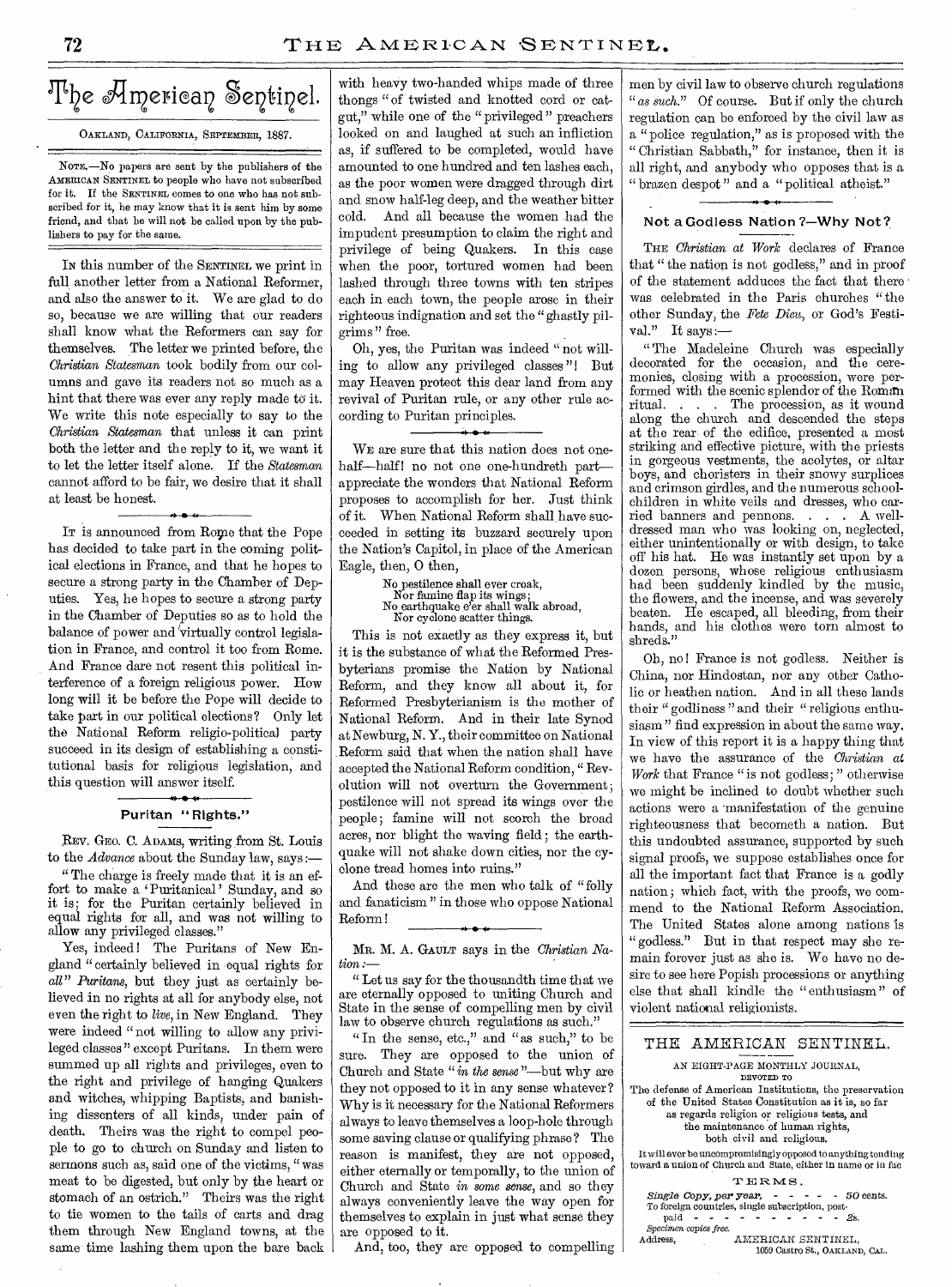# The American Sentinel.

OAKLAND, CALIFORNIA, SEPTEMBER, 1887.

NOTE.—No papers are sent by the publishers of the AMERICAN SENTINEL to people who have not subscribed for it. If the SENTINEL comes to one who has not subscribed for it, he may know that it is sent him by some friend, and that he will not be called upon by the publishers to pay for the same.

IN this number of the SENTINEL we print in full another letter from a National Reformer, and also the answer to it. We are glad to do so, because we are willing that our readers shall know what the Reformers can say for themselves. The letter we printed before, the *Christian Statesman* took bodily from our columns and gave its readers not so much as a hint that there was ever any reply made to it. We write this note especially to say to the *Christian Statesman* that unless it can print both the letter and the reply to it, we want it to let the letter itself alone. If the *Statesman* cannot afford to be fair, we desire that it shall at least be honest.

IT is announced from Rome that the Pope has decided to take part in the coming political elections in France, and that he hopes to secure a strong party in the Chamber of Deputies. Yes, he hopes to secure a strong party in the Chamber of Deputies so as to hold the balance of power and virtually control legislation in France, and control it too from Rome. And France dare not resent this political interference of a foreign religious power. How long will it be before the Pope will decide to take part in our political elections? Only let the National Reform religio-political party succeed in its design of establishing a constitutional basis for religious legislation, and this question will answer itself.

## Puritan "Rights."

REV. GEO. C. ADAMS, writing from St. Louis to the *Advance* about the Sunday law, says:—

"The charge is freely made that it is an effort to make a 'Puritanical' Sunday, and so it is; for the Puritan certainly believed in equal rights for all, and was not willing to allow any privileged classes."

Yes, indeed! The Puritans of New England "certainly believed in equal rights for *all*" *Puritans*, but they just as certainly believed in no rights at all for anybody else, not even the right to *live*, in New England. They were indeed "not willing to allow any privileged classes" except Puritans. In them were summed up all rights and privileges, even to the right and privilege of hanging Quakers and witches, whipping Baptists, and banishing dissenters of all kinds, under pain of death. Theirs was the right to compel people to go to church on Sunday and listen to sermons such as, said one of the victims, "was meat to be digested, but only by the heart or stomach of an ostrich." Theirs was the right to tie women to the tails of carts and drag them through New England towns, at the same time lashing them upon the bare back with heavy two-handed whips made of three thongs "of twisted and knotted cord or catgut," while one of the "privileged" preachers looked on and laughed at such an infliction as, if suffered to be completed, would have amounted to one hundred and ten lashes each, as the poor women were dragged through dirt and snow half-leg deep, and the weather bitter cold. And all because the women had the impudent presumption to claim the right and privilege of being Quakers. In this case when the poor, tortured women had been lashed through three towns with ten stripes each in each town, the people arose in their righteous indignation and set the "ghastly pilgrims" free.

Oh, yes, the Puritan was indeed "not willing to allow any privileged classes"! But may Heaven protect this dear land from any revival of Puritan rule, or any other rule according to Puritan principles.

WE are sure that this nation does not one-half—half! no not one one-hundreth part—appreciate the wonders that National Reform proposes to accomplish for her. Just think of it. When National Reform shall have succeeded in setting its buzzard securely upon the Nation's Capitol, in place of the American Eagle, then, O then,

> No pestilence shall ever croak,
> Nor famine flap its wings;
> No earthquake e'er shall walk abroad,
> Nor cyclone scatter things.

This is not exactly as they express it, but it is the substance of what the Reformed Presbyterians promise the Nation by National Reform, and they know all about it, for Reformed Presbyterianism is the mother of National Reform. And in their late Synod at Newburg, N. Y., their committee on National Reform said that when the nation shall have accepted the National Reform condition, "Revolution will not overturn the Government; pestilence will not spread its wings over the people; famine will not scorch the broad acres, nor blight the waving field; the earthquake will not shake down cities, nor the cyclone tread homes into ruins."

And these are the men who talk of "folly and fanaticism" in those who oppose National Reform!

MR. M. A. GAULT says in the *Christian Nation*:—

"Let us say for the thousandth time that we are eternally opposed to uniting Church and State in the sense of compelling men by civil law to observe church regulations as such."

"In the sense, etc.," and "as such," to be sure. They are opposed to the union of Church and State "*in the sense*"—but why are they not opposed to it in any sense whatever? Why is it necessary for the National Reformers always to leave themselves a loop-hole through some saving clause or qualifying phrase? The reason is manifest, they are not opposed, either eternally or temporally, to the union of Church and State *in some sense*, and so they always conveniently leave the way open for themselves to explain in just what sense they are opposed to it.

And, too, they are opposed to compelling men by civil law to observe church regulations "*as such*." Of course. But if only the church regulation can be enforced by the civil law as a "police regulation," as is proposed with the "Christian Sabbath," for instance, then it is all right, and anybody who opposes that is a "brazen despot" and a "political atheist."

## Not a Godless Nation?—Why Not?

THE *Christian at Work* declares of France that "the nation is not godless," and in proof of the statement adduces the fact that there was celebrated in the Paris churches "the other Sunday, the *Fete Dieu*, or God's Festival." It says:—

"The Madeleine Church was especially decorated for the occasion, and the ceremonies, closing with a procession, were performed with the scenic splendor of the Roman ritual. . . . The procession, as it wound along the church and descended the steps at the rear of the edifice, presented a most striking and effective picture, with the priests in gorgeous vestments, the acolytes, or altar boys, and choristers in their snowy surplices and crimson girdles, and the numerous school-children in white veils and dresses, who carried banners and pennons. . . . A well-dressed man who was looking on, neglected, either unintentionally or with design, to take off his hat. He was instantly set upon by a dozen persons, whose religious enthusiasm had been suddenly kindled by the music, the flowers, and the incense, and was severely beaten. He escaped, all bleeding, from their hands, and his clothes were torn almost to shreds."

Oh, no! France is not godless. Neither is China, nor Hindostan, nor any other Catholic or heathen nation. And in all these lands their "godliness" and their "religious enthusiasm" find expression in about the same way. In view of this report it is a happy thing that we have the assurance of the *Christian at Work* that France "is not godless;" otherwise we might be inclined to doubt whether such actions were a manifestation of the genuine righteousness that becometh a nation. But this undoubted assurance, supported by such signal proofs, we suppose establishes once for all the important fact that France is a godly nation; which fact, with the proofs, we commend to the National Reform Association. The United States alone among nations is "godless." But in that respect may she remain forever just as she is. We have no desire to see here Popish processions or anything else that shall kindle the "enthusiasm" of violent national religionists.

## THE AMERICAN SENTINEL.

AN EIGHT-PAGE MONTHLY JOURNAL,
DEVOTED TO

The defense of American Institutions, the preservation of the United States Constitution as it is, so far as regards religion or religious tests, and the maintenance of human rights, both civil and religious.

It will ever be uncompromisingly opposed to anything tending toward a union of Church and State, either in name or in fac

TERMS.

*Single Copy, per year,* - - - - - 50 cents.
To foreign countries, single subscription, post-paid - - - - - - - - - - 2s.
*Specimen copies free.*

Address, AMERICAN SENTINEL,
1059 Castro St., OAKLAND, CAL.